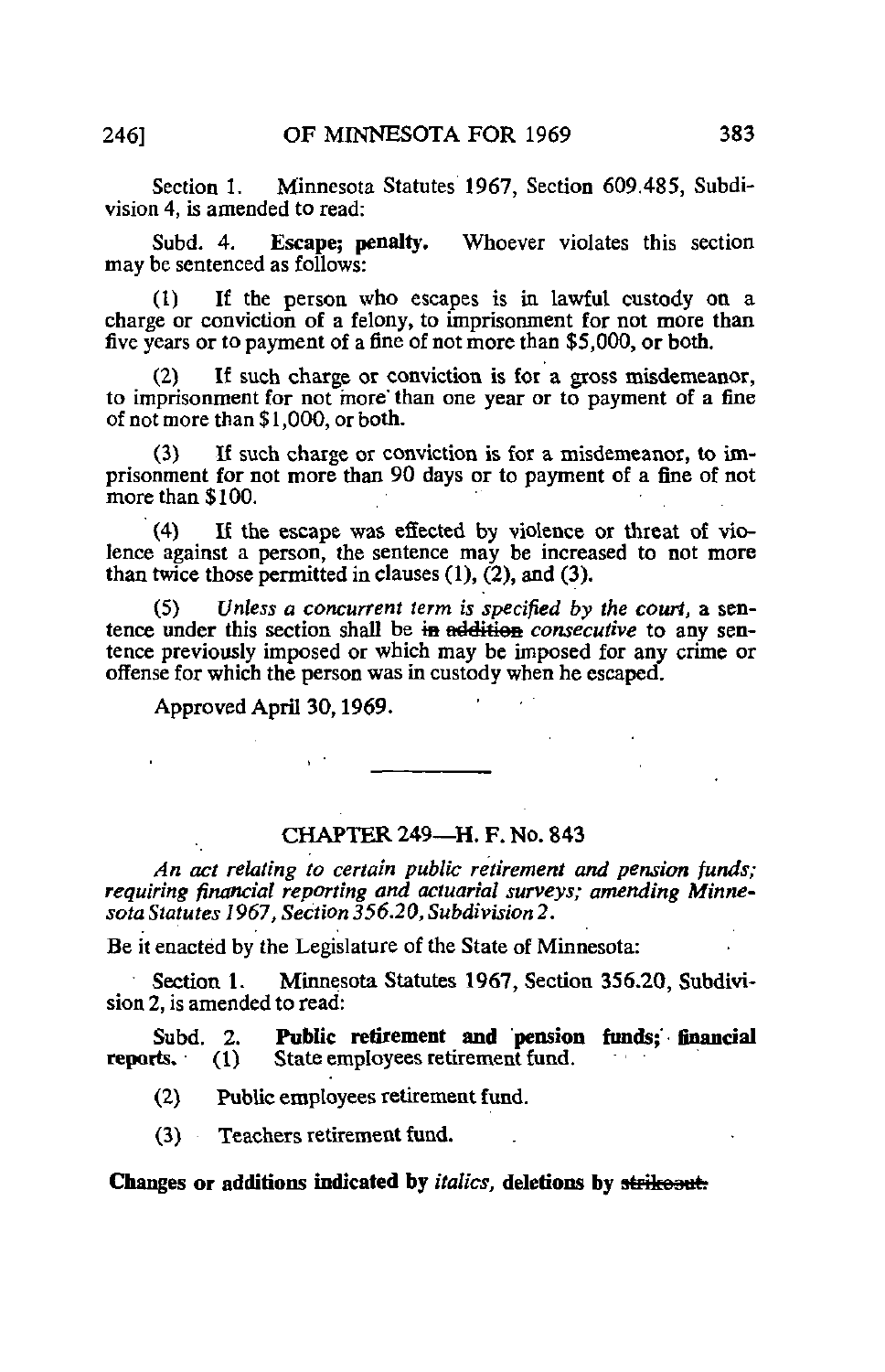Section 1. Minnesota Statutes 1967, Section 609.485, Subdivision 4, is amended to read:

Subd. 4. **Escape; penalty.** Whoever violates this section may be sentenced as follows:

(1) If the person who escapes is in lawful custody on a charge or conviction of a felony, to imprisonment for not more than five years or to payment of a fine of not more than $5,000, or both.

(2) If such charge or conviction is for a gross misdemeanor, to imprisonment for not more than one year or to payment of a fine of not more than $1,000, or both.

(3) If such charge or conviction is for a misdemeanor, to imprisonment for not more than 90 days or to payment of a fine of not more than $100.

(4) If the escape was effected by violence or threat of violence against a person, the sentence may be increased to not more than twice those permitted in clauses (1), (2), and (3).

(5) *Unless a concurrent term is specified by the court,* a sentence under this section shall be ~~in addition~~ *consecutive* to any sentence previously imposed or which may be imposed for any crime or offense for which the person was in custody when he escaped.

Approved April 30, 1969.

---

## CHAPTER 249—H. F. No. 843

*An act relating to certain public retirement and pension funds; requiring financial reporting and actuarial surveys; amending Minnesota Statutes 1967, Section 356.20, Subdivision 2.*

Be it enacted by the Legislature of the State of Minnesota:

Section 1. Minnesota Statutes 1967, Section 356.20, Subdivision 2, is amended to read:

Subd. 2. **Public retirement and pension funds; financial reports.** (1) State employees retirement fund.

(2) Public employees retirement fund.

(3) Teachers retirement fund.

**Changes or additions indicated by *italics*, deletions by ~~strikeout.~~**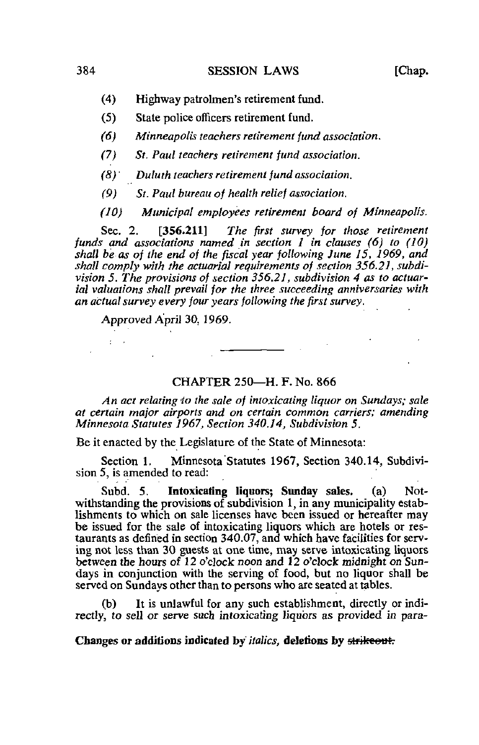(4) Highway patrolmen's retirement fund.

(5) State police officers retirement fund.

*(6) Minneapolis teachers retirement fund association.*

*(7) St. Paul teachers retirement fund association.*

*(8) Duluth teachers retirement fund association.*

*(9) St. Paul bureau of health relief association.*

*(10) Municipal employees retirement board of Minneapolis.*

Sec. 2. **[356.211]** *The first survey for those retirement funds and associations named in section 1 in clauses (6) to (10) shall be as of the end of the fiscal year following June 15, 1969, and shall comply with the actuarial requirements of section 356.21, subdivision 5. The provisions of section 356.21, subdivision 4 as to actuarial valuations shall prevail for the three succeeding anniversaries with an actual survey every four years following the first survey.*

Approved April 30, 1969.

---

## CHAPTER 250—H. F. No. 866

*An act relating to the sale of intoxicating liquor on Sundays; sale at certain major airports and on certain common carriers; amending Minnesota Statutes 1967, Section 340.14, Subdivision 5.*

Be it enacted by the Legislature of the State of Minnesota:

Section 1. Minnesota Statutes 1967, Section 340.14, Subdivision 5, is amended to read:

Subd. 5. **Intoxicating liquors; Sunday sales.** (a) Notwithstanding the provisions of subdivision 1, in any municipality establishments to which on sale licenses have been issued or hereafter may be issued for the sale of intoxicating liquors which are hotels or restaurants as defined in section 340.07, and which have facilities for serving not less than 30 guests at one time, may serve intoxicating liquors between the hours of 12 o'clock noon and 12 o'clock midnight on Sundays in conjunction with the serving of food, but no liquor shall be served on Sundays other than to persons who are seated at tables.

(b) It is unlawful for any such establishment, directly or indirectly, to sell or serve such intoxicating liquors as provided in para-

**Changes or additions indicated by** *italics*, **deletions by** ~~strikeout.~~